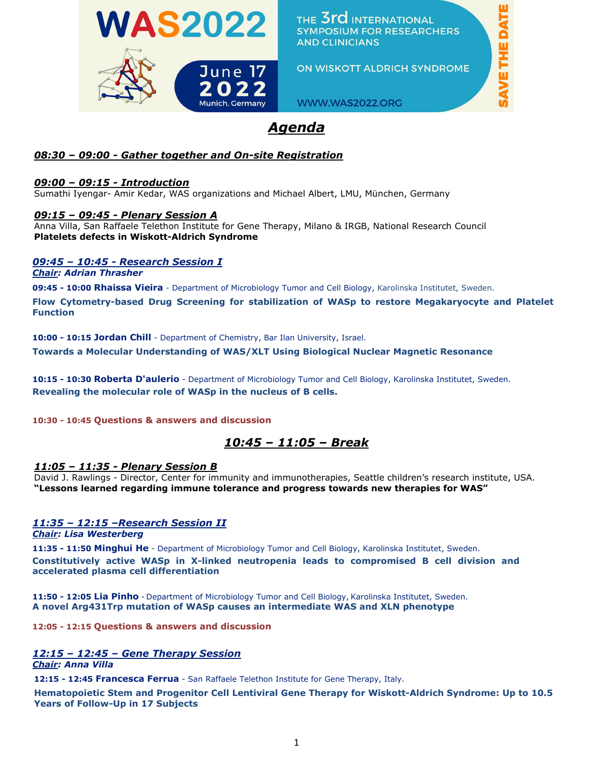**WAS2022**

THE 3rd INTERNATIONAL SYMPOSIUM FOR RESEARCHERS AND CLINICIANS

ON WISKOTT ALDRICH SYNDROME

June 17 2022

Munich, Germany

WWW.WAS2022.ORG

SAVE THE DATE

# *Agenda*

### *08:30 – 09:00 - Gather together and On-site Registration*

### *09:00 – 09:15 - Introduction*

Sumathi Iyengar- Amir Kedar, WAS organizations and Michael Albert, LMU, München, Germany

### *09:15 – 09:45 - Plenary Session A*

Anna Villa, San Raffaele Telethon Institute for Gene Therapy, Milano & IRGB, National Research Council

**Platelets defects in Wiskott-Aldrich Syndrome**

### *09:45 – 10:45 - Research Session I*

***Chair: Adrian Thrasher***

**09:45 - 10:00 Rhaissa Vieira** - Department of Microbiology Tumor and Cell Biology, Karolinska Institutet, Sweden.

**Flow Cytometry-based Drug Screening for stabilization of WASp to restore Megakaryocyte and Platelet Function**

**10:00 - 10:15 Jordan Chill** - Department of Chemistry, Bar Ilan University, Israel.

**Towards a Molecular Understanding of WAS/XLT Using Biological Nuclear Magnetic Resonance**

**10:15 - 10:30 Roberta D'aulerio** - Department of Microbiology Tumor and Cell Biology, Karolinska Institutet, Sweden.

**Revealing the molecular role of WASp in the nucleus of B cells.**

**10:30 - 10:45 Questions & answers and discussion**

## *10:45 – 11:05 – Break*

### *11:05 – 11:35 - Plenary Session B*

David J. Rawlings - Director, Center for immunity and immunotherapies, Seattle children's research institute, USA.

**"Lessons learned regarding immune tolerance and progress towards new therapies for WAS"**

### *11:35 – 12:15 –Research Session II*

***Chair: Lisa Westerberg***

**11:35 - 11:50 Minghui He** - Department of Microbiology Tumor and Cell Biology, Karolinska Institutet, Sweden.

**Constitutively active WASp in X-linked neutropenia leads to compromised B cell division and accelerated plasma cell differentiation**

**11:50 - 12:05 Lia Pinho** - Department of Microbiology Tumor and Cell Biology, Karolinska Institutet, Sweden.

**A novel Arg431Trp mutation of WASp causes an intermediate WAS and XLN phenotype**

**12:05 - 12:15 Questions & answers and discussion**

### *12:15 – 12:45 – Gene Therapy Session*

***Chair: Anna Villa***

**12:15 - 12:45 Francesca Ferrua** - San Raffaele Telethon Institute for Gene Therapy, Italy.

**Hematopoietic Stem and Progenitor Cell Lentiviral Gene Therapy for Wiskott-Aldrich Syndrome: Up to 10.5 Years of Follow-Up in 17 Subjects**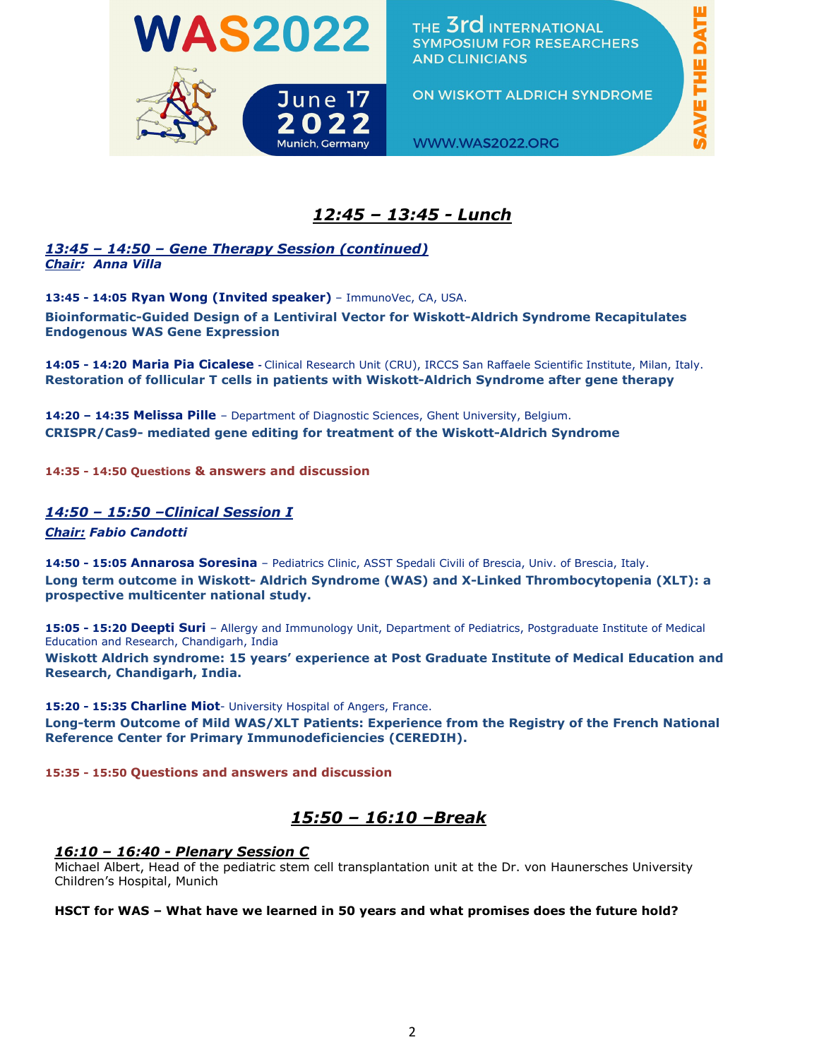## *12:45 – 13:45 - Lunch*

### *13:45 – 14:50 – Gene Therapy Session (continued)*
***Chair: Anna Villa***

**13:45 - 14:05 Ryan Wong (Invited speaker)** – ImmunoVec, CA, USA.
**Bioinformatic-Guided Design of a Lentiviral Vector for Wiskott-Aldrich Syndrome Recapitulates Endogenous WAS Gene Expression**

**14:05 - 14:20 Maria Pia Cicalese** - Clinical Research Unit (CRU), IRCCS San Raffaele Scientific Institute, Milan, Italy.
**Restoration of follicular T cells in patients with Wiskott-Aldrich Syndrome after gene therapy**

**14:20 – 14:35 Melissa Pille** – Department of Diagnostic Sciences, Ghent University, Belgium.
**CRISPR/Cas9- mediated gene editing for treatment of the Wiskott-Aldrich Syndrome**

**14:35 - 14:50 Questions & answers and discussion**

### *14:50 – 15:50 –Clinical Session I*
***Chair: Fabio Candotti***

**14:50 - 15:05 Annarosa Soresina** – Pediatrics Clinic, ASST Spedali Civili of Brescia, Univ. of Brescia, Italy.
**Long term outcome in Wiskott- Aldrich Syndrome (WAS) and X-Linked Thrombocytopenia (XLT): a prospective multicenter national study.**

**15:05 - 15:20 Deepti Suri** – Allergy and Immunology Unit, Department of Pediatrics, Postgraduate Institute of Medical Education and Research, Chandigarh, India
**Wiskott Aldrich syndrome: 15 years' experience at Post Graduate Institute of Medical Education and Research, Chandigarh, India.**

**15:20 - 15:35 Charline Miot**- University Hospital of Angers, France.
**Long-term Outcome of Mild WAS/XLT Patients: Experience from the Registry of the French National Reference Center for Primary Immunodeficiencies (CEREDIH).**

**15:35 - 15:50 Questions and answers and discussion**

## *15:50 – 16:10 –Break*

### *16:10 – 16:40 - Plenary Session C*
Michael Albert, Head of the pediatric stem cell transplantation unit at the Dr. von Haunersches University Children's Hospital, Munich

**HSCT for WAS – What have we learned in 50 years and what promises does the future hold?**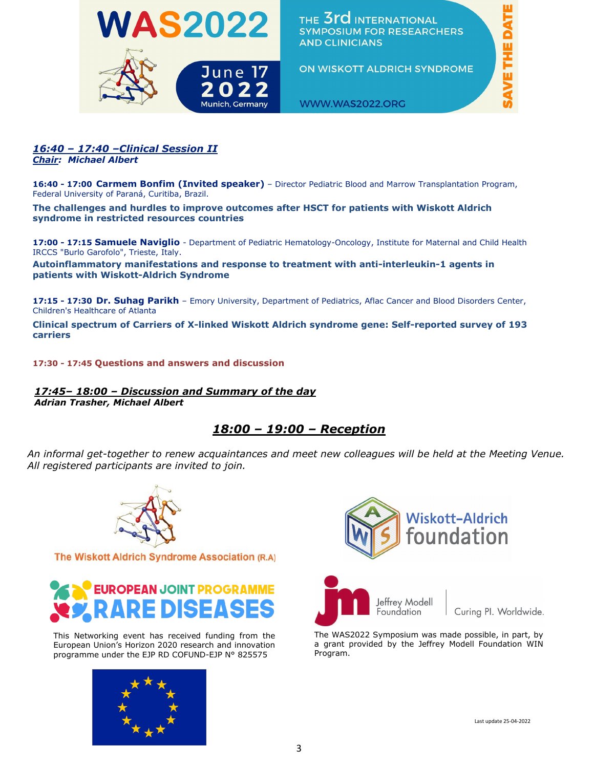WAS2022

June 17 2022 Munich, Germany

THE 3rd INTERNATIONAL SYMPOSIUM FOR RESEARCHERS AND CLINICIANS ON WISKOTT ALDRICH SYNDROME

WWW.WAS2022.ORG

SAVE THE DATE

## *16:40 – 17:40 –Clinical Session II*

***Chair: Michael Albert***

**16:40 - 17:00 Carmem Bonfim (Invited speaker)** – Director Pediatric Blood and Marrow Transplantation Program, Federal University of Paraná, Curitiba, Brazil.

**The challenges and hurdles to improve outcomes after HSCT for patients with Wiskott Aldrich syndrome in restricted resources countries**

**17:00 - 17:15 Samuele Naviglio** - Department of Pediatric Hematology-Oncology, Institute for Maternal and Child Health IRCCS "Burlo Garofolo", Trieste, Italy.

**Autoinflammatory manifestations and response to treatment with anti-interleukin-1 agents in patients with Wiskott-Aldrich Syndrome**

**17:15 - 17:30 Dr. Suhag Parikh** – Emory University, Department of Pediatrics, Aflac Cancer and Blood Disorders Center, Children's Healthcare of Atlanta

**Clinical spectrum of Carriers of X-linked Wiskott Aldrich syndrome gene: Self-reported survey of 193 carriers**

**17:30 - 17:45 Questions and answers and discussion**

## *17:45– 18:00 – Discussion and Summary of the day*

***Adrian Trasher, Michael Albert***

## *18:00 – 19:00 – Reception*

*An informal get-together to renew acquaintances and meet new colleagues will be held at the Meeting Venue. All registered participants are invited to join.*

The Wiskott Aldrich Syndrome Association (R.A)

Wiskott-Aldrich foundation

EUROPEAN JOINT PROGRAMME RARE DISEASES

This Networking event has received funding from the European Union's Horizon 2020 research and innovation programme under the EJP RD COFUND-EJP N° 825575

Jeffrey Modell Foundation | Curing PI. Worldwide.

The WAS2022 Symposium was made possible, in part, by a grant provided by the Jeffrey Modell Foundation WIN Program.

Last update 25-04-2022